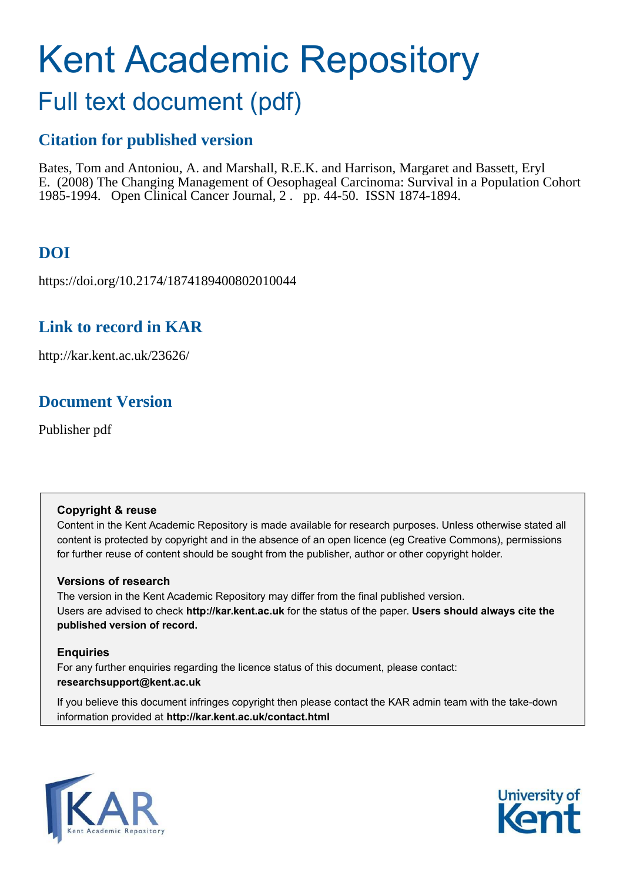# Kent Academic Repository

## Full text document (pdf)

### Citation for published version

Bates, Tom and Antoniou, A. and Marshall, R.E.K. and Harrison, Margaret and Bassett, Eryl E. (2008) The Changing Management of Oesophageal Carcinoma: Survival in a Population Cohort 1985-1994. Open Clinical Cancer Journal, 2 . pp. 44-50. ISSN 1874-1894.

### DOI

https://doi.org/10.2174/1874189400802010044

### Link to record in KAR

http://kar.kent.ac.uk/23626/

### Document Version

Publisher pdf

**Copyright & reuse**

Content in the Kent Academic Repository is made available for research purposes. Unless otherwise stated all content is protected by copyright and in the absence of an open licence (eg Creative Commons), permissions for further reuse of content should be sought from the publisher, author or other copyright holder.

**Versions of research**

The version in the Kent Academic Repository may differ from the final published version. Users are advised to check **http://kar.kent.ac.uk** for the status of the paper. **Users should always cite the published version of record.**

**Enquiries**

For any further enquiries regarding the licence status of this document, please contact: **researchsupport@kent.ac.uk**

If you believe this document infringes copyright then please contact the KAR admin team with the take-down information provided at **http://kar.kent.ac.uk/contact.html**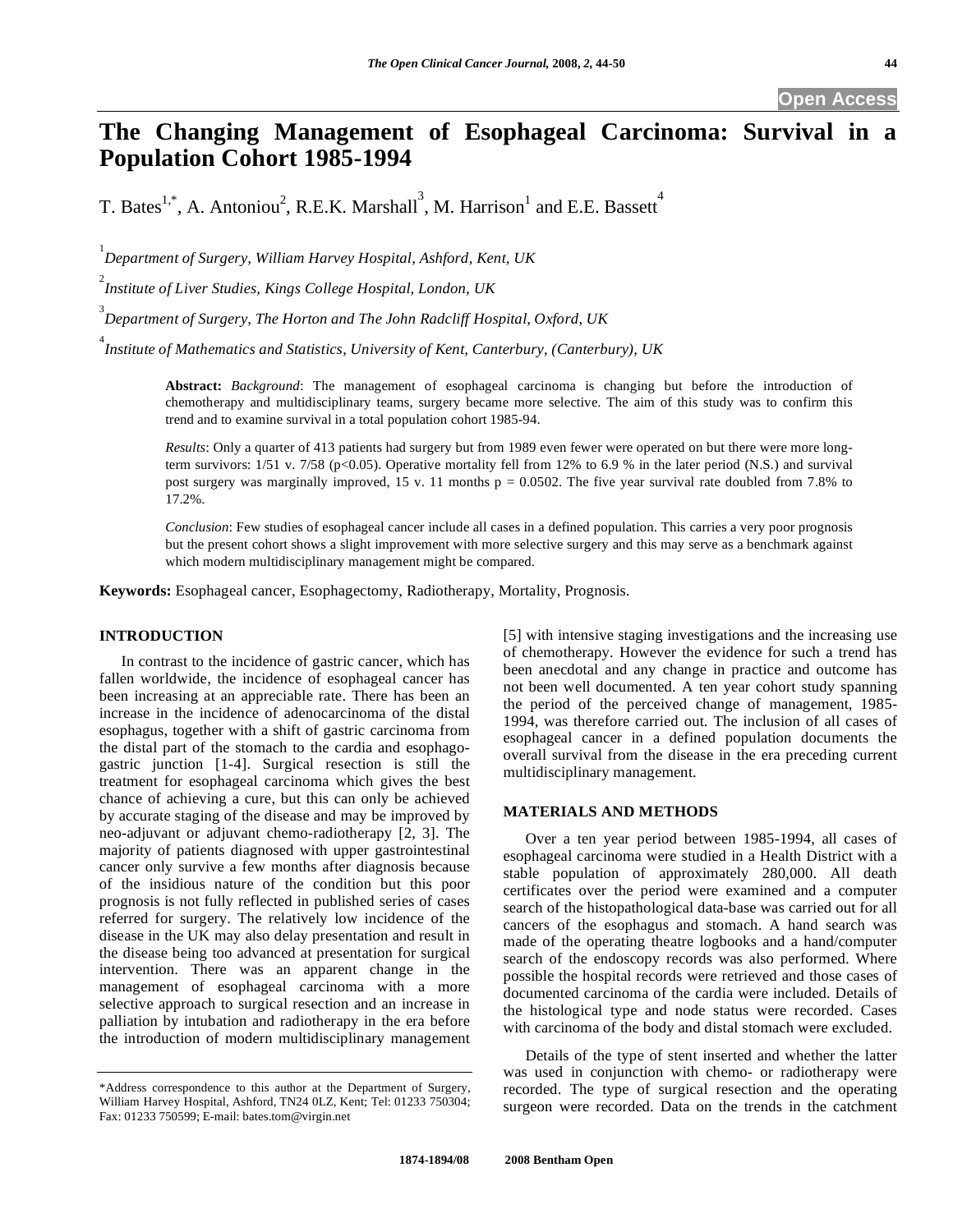# The Changing Management of Esophageal Carcinoma: Survival in a Population Cohort 1985-1994

T. Bates[1,*], A. Antoniou[2], R.E.K. Marshall[3], M. Harrison[1] and E.E. Bassett[4]

[1] *Department of Surgery, William Harvey Hospital, Ashford, Kent, UK*

[2] *Institute of Liver Studies, Kings College Hospital, London, UK*

[3] *Department of Surgery, The Horton and The John Radcliff Hospital, Oxford, UK*

[4] *Institute of Mathematics and Statistics, University of Kent, Canterbury, (Canterbury), UK*

**Abstract:** *Background*: The management of esophageal carcinoma is changing but before the introduction of chemotherapy and multidisciplinary teams, surgery became more selective. The aim of this study was to confirm this trend and to examine survival in a total population cohort 1985-94.

*Results*: Only a quarter of 413 patients had surgery but from 1989 even fewer were operated on but there were more long-term survivors: 1/51 v. 7/58 ($p<0.05$). Operative mortality fell from 12% to 6.9 % in the later period (N.S.) and survival post surgery was marginally improved, 15 v. 11 months $p = 0.0502$. The five year survival rate doubled from 7.8% to 17.2%.

*Conclusion*: Few studies of esophageal cancer include all cases in a defined population. This carries a very poor prognosis but the present cohort shows a slight improvement with more selective surgery and this may serve as a benchmark against which modern multidisciplinary management might be compared.

**Keywords:** Esophageal cancer, Esophagectomy, Radiotherapy, Mortality, Prognosis.

## INTRODUCTION

In contrast to the incidence of gastric cancer, which has fallen worldwide, the incidence of esophageal cancer has been increasing at an appreciable rate. There has been an increase in the incidence of adenocarcinoma of the distal esophagus, together with a shift of gastric carcinoma from the distal part of the stomach to the cardia and esophago-gastric junction [1-4]. Surgical resection is still the treatment for esophageal carcinoma which gives the best chance of achieving a cure, but this can only be achieved by accurate staging of the disease and may be improved by neo-adjuvant or adjuvant chemo-radiotherapy [2, 3]. The majority of patients diagnosed with upper gastrointestinal cancer only survive a few months after diagnosis because of the insidious nature of the condition but this poor prognosis is not fully reflected in published series of cases referred for surgery. The relatively low incidence of the disease in the UK may also delay presentation and result in the disease being too advanced at presentation for surgical intervention. There was an apparent change in the management of esophageal carcinoma with a more selective approach to surgical resection and an increase in palliation by intubation and radiotherapy in the era before the introduction of modern multidisciplinary management [5] with intensive staging investigations and the increasing use of chemotherapy. However the evidence for such a trend has been anecdotal and any change in practice and outcome has not been well documented. A ten year cohort study spanning the period of the perceived change of management, 1985-1994, was therefore carried out. The inclusion of all cases of esophageal cancer in a defined population documents the overall survival from the disease in the era preceding current multidisciplinary management.

## MATERIALS AND METHODS

Over a ten year period between 1985-1994, all cases of esophageal carcinoma were studied in a Health District with a stable population of approximately 280,000. All death certificates over the period were examined and a computer search of the histopathological data-base was carried out for all cancers of the esophagus and stomach. A hand search was made of the operating theatre logbooks and a hand/computer search of the endoscopy records was also performed. Where possible the hospital records were retrieved and those cases of documented carcinoma of the cardia were included. Details of the histological type and node status were recorded. Cases with carcinoma of the body and distal stomach were excluded.

Details of the type of stent inserted and whether the latter was used in conjunction with chemo- or radiotherapy were recorded. The type of surgical resection and the operating surgeon were recorded. Data on the trends in the catchment

*Address correspondence to this author at the Department of Surgery, William Harvey Hospital, Ashford, TN24 0LZ, Kent; Tel: 01233 750304; Fax: 01233 750599; E-mail: bates.tom@virgin.net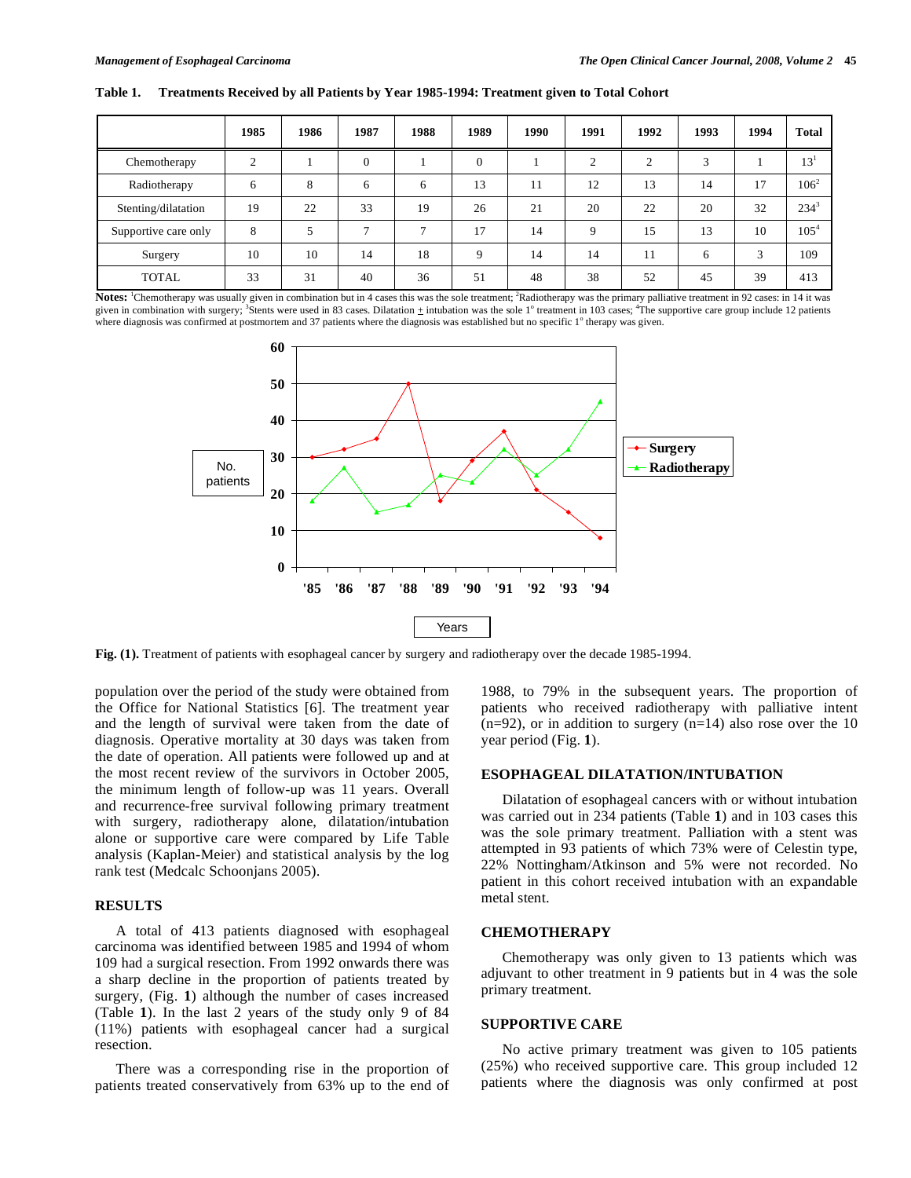**Table 1. Treatments Received by all Patients by Year 1985-1994: Treatment given to Total Cohort**

| | 1985 | 1986 | 1987 | 1988 | 1989 | 1990 | 1991 | 1992 | 1993 | 1994 | Total |
|---|---|---|---|---|---|---|---|---|---|---|---|
| Chemotherapy | 2 | 1 | 0 | 1 | 0 | 1 | 2 | 2 | 3 | 1 | 13[1] |
| Radiotherapy | 6 | 8 | 6 | 6 | 13 | 11 | 12 | 13 | 14 | 17 | 106[2] |
| Stenting/dilatation | 19 | 22 | 33 | 19 | 26 | 21 | 20 | 22 | 20 | 32 | 234[3] |
| Supportive care only | 8 | 5 | 7 | 7 | 17 | 14 | 9 | 15 | 13 | 10 | 105[4] |
| Surgery | 10 | 10 | 14 | 18 | 9 | 14 | 14 | 11 | 6 | 3 | 109 |
| TOTAL | 33 | 31 | 40 | 36 | 51 | 48 | 38 | 52 | 45 | 39 | 413 |

**Notes:** [1]Chemotherapy was usually given in combination but in 4 cases this was the sole treatment; [2]Radiotherapy was the primary palliative treatment in 92 cases: in 14 it was given in combination with surgery; [3]Stents were used in 83 cases. Dilatation ± intubation was the sole 1° treatment in 103 cases; [4]The supportive care group include 12 patients where diagnosis was confirmed at postmortem and 37 patients where the diagnosis was established but no specific 1° therapy was given.

**Fig. (1).** Treatment of patients with esophageal cancer by surgery and radiotherapy over the decade 1985-1994.

population over the period of the study were obtained from the Office for National Statistics [6]. The treatment year and the length of survival were taken from the date of diagnosis. Operative mortality at 30 days was taken from the date of operation. All patients were followed up and at the most recent review of the survivors in October 2005, the minimum length of follow-up was 11 years. Overall and recurrence-free survival following primary treatment with surgery, radiotherapy alone, dilatation/intubation alone or supportive care were compared by Life Table analysis (Kaplan-Meier) and statistical analysis by the log rank test (Medcalc Schoonjans 2005).

## RESULTS

A total of 413 patients diagnosed with esophageal carcinoma was identified between 1985 and 1994 of whom 109 had a surgical resection. From 1992 onwards there was a sharp decline in the proportion of patients treated by surgery, (Fig. **1**) although the number of cases increased (Table **1**). In the last 2 years of the study only 9 of 84 (11%) patients with esophageal cancer had a surgical resection.

There was a corresponding rise in the proportion of patients treated conservatively from 63% up to the end of 1988, to 79% in the subsequent years. The proportion of patients who received radiotherapy with palliative intent (n=92), or in addition to surgery (n=14) also rose over the 10 year period (Fig. **1**).

## ESOPHAGEAL DILATATION/INTUBATION

Dilatation of esophageal cancers with or without intubation was carried out in 234 patients (Table **1**) and in 103 cases this was the sole primary treatment. Palliation with a stent was attempted in 93 patients of which 73% were of Celestin type, 22% Nottingham/Atkinson and 5% were not recorded. No patient in this cohort received intubation with an expandable metal stent.

## CHEMOTHERAPY

Chemotherapy was only given to 13 patients which was adjuvant to other treatment in 9 patients but in 4 was the sole primary treatment.

## SUPPORTIVE CARE

No active primary treatment was given to 105 patients (25%) who received supportive care. This group included 12 patients where the diagnosis was only confirmed at post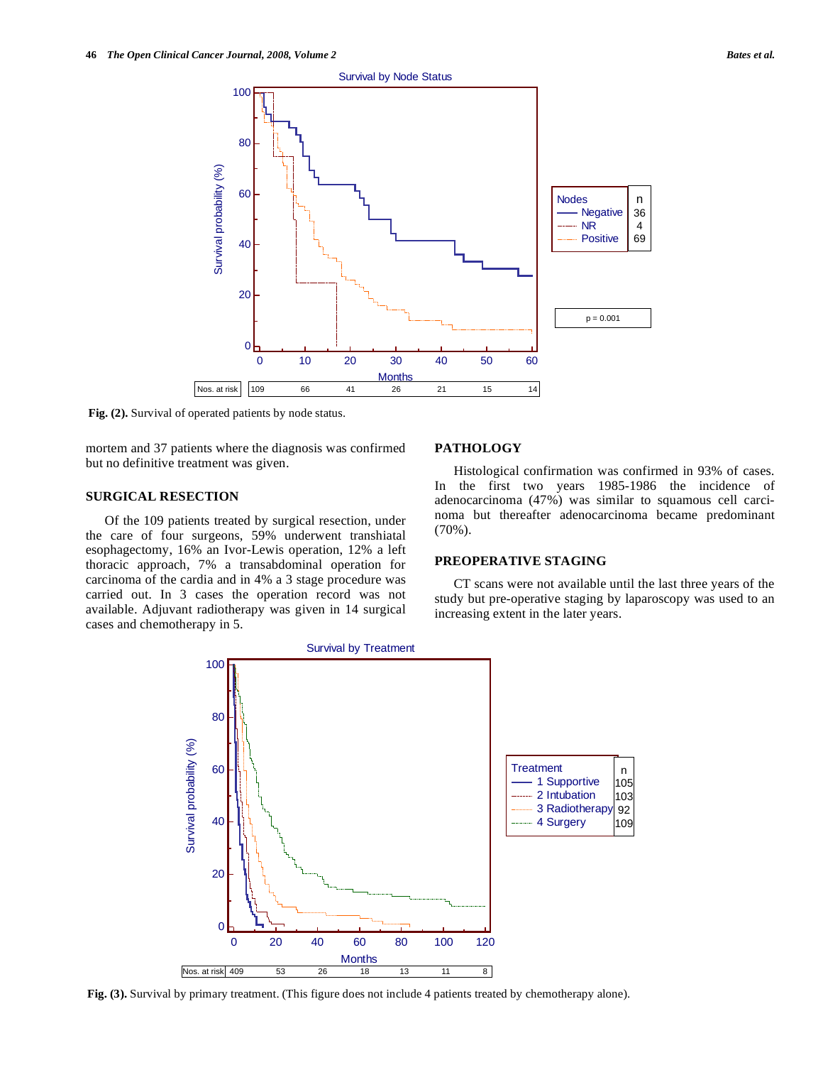Fig. (2). Survival of operated patients by node status.

mortem and 37 patients where the diagnosis was confirmed but no definitive treatment was given.

## SURGICAL RESECTION

Of the 109 patients treated by surgical resection, under the care of four surgeons, 59% underwent transhiatal esophagectomy, 16% an Ivor-Lewis operation, 12% a left thoracic approach, 7% a transabdominal operation for carcinoma of the cardia and in 4% a 3 stage procedure was carried out. In 3 cases the operation record was not available. Adjuvant radiotherapy was given in 14 surgical cases and chemotherapy in 5.

## PATHOLOGY

Histological confirmation was confirmed in 93% of cases. In the first two years 1985-1986 the incidence of adenocarcinoma (47%) was similar to squamous cell carcinoma but thereafter adenocarcinoma became predominant (70%).

## PREOPERATIVE STAGING

CT scans were not available until the last three years of the study but pre-operative staging by laparoscopy was used to an increasing extent in the later years.

Fig. (3). Survival by primary treatment. (This figure does not include 4 patients treated by chemotherapy alone).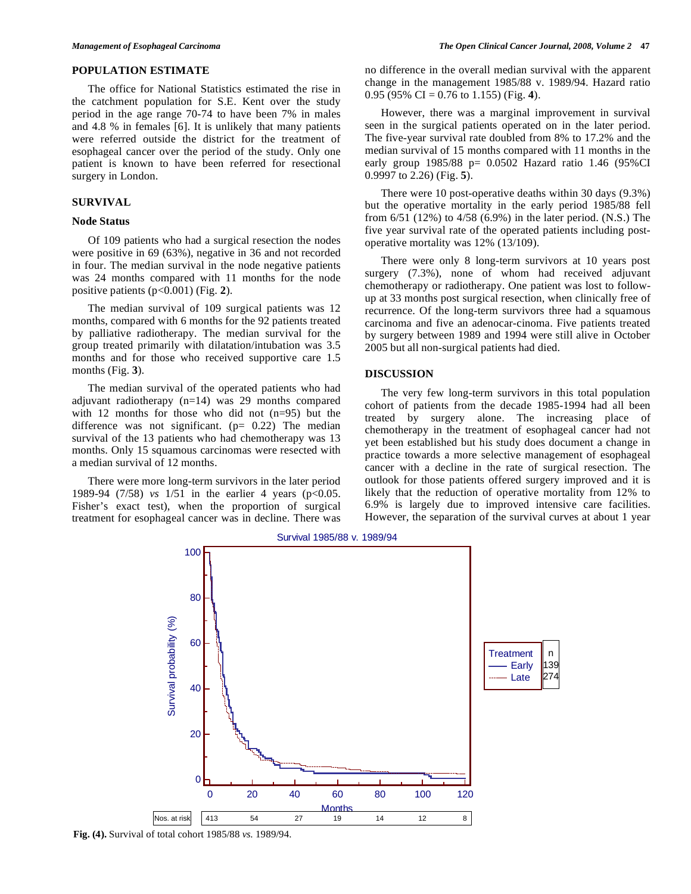## POPULATION ESTIMATE

The office for National Statistics estimated the rise in the catchment population for S.E. Kent over the study period in the age range 70-74 to have been 7% in males and 4.8 % in females [6]. It is unlikely that many patients were referred outside the district for the treatment of esophageal cancer over the period of the study. Only one patient is known to have been referred for resectional surgery in London.

## SURVIVAL

### Node Status

Of 109 patients who had a surgical resection the nodes were positive in 69 (63%), negative in 36 and not recorded in four. The median survival in the node negative patients was 24 months compared with 11 months for the node positive patients ($p<0.001$) (Fig. **2**).

The median survival of 109 surgical patients was 12 months, compared with 6 months for the 92 patients treated by palliative radiotherapy. The median survival for the group treated primarily with dilatation/intubation was 3.5 months and for those who received supportive care 1.5 months (Fig. **3**).

The median survival of the operated patients who had adjuvant radiotherapy (n=14) was 29 months compared with 12 months for those who did not (n=95) but the difference was not significant. ($p= 0.22$) The median survival of the 13 patients who had chemotherapy was 13 months. Only 15 squamous carcinomas were resected with a median survival of 12 months.

There were more long-term survivors in the later period 1989-94 (7/58) *vs* 1/51 in the earlier 4 years ($p<0.05$. Fisher's exact test), when the proportion of surgical treatment for esophageal cancer was in decline. There was no difference in the overall median survival with the apparent change in the management 1985/88 v. 1989/94. Hazard ratio 0.95 (95% CI = 0.76 to 1.155) (Fig. **4**).

However, there was a marginal improvement in survival seen in the surgical patients operated on in the later period. The five-year survival rate doubled from 8% to 17.2% and the median survival of 15 months compared with 11 months in the early group 1985/88 $p= 0.0502$ Hazard ratio 1.46 (95%CI 0.9997 to 2.26) (Fig. **5**).

There were 10 post-operative deaths within 30 days (9.3%) but the operative mortality in the early period 1985/88 fell from 6/51 (12%) to 4/58 (6.9%) in the later period. (N.S.) The five year survival rate of the operated patients including post-operative mortality was 12% (13/109).

There were only 8 long-term survivors at 10 years post surgery (7.3%), none of whom had received adjuvant chemotherapy or radiotherapy. One patient was lost to follow-up at 33 months post surgical resection, when clinically free of recurrence. Of the long-term survivors three had a squamous carcinoma and five an adenocar-cinoma. Five patients treated by surgery between 1989 and 1994 were still alive in October 2005 but all non-surgical patients had died.

## DISCUSSION

The very few long-term survivors in this total population cohort of patients from the decade 1985-1994 had all been treated by surgery alone. The increasing place of chemotherapy in the treatment of esophageal cancer had not yet been established but his study does document a change in practice towards a more selective management of esophageal cancer with a decline in the rate of surgical resection. The outlook for those patients offered surgery improved and it is likely that the reduction of operative mortality from 12% to 6.9% is largely due to improved intensive care facilities. However, the separation of the survival curves at about 1 year

| Nos. at risk | 413 | 54 | 27 | 19 | 14 | 12 | 8 |
|---|---|---|---|---|---|---|---|

**Fig. (4).** Survival of total cohort 1985/88 *vs.* 1989/94.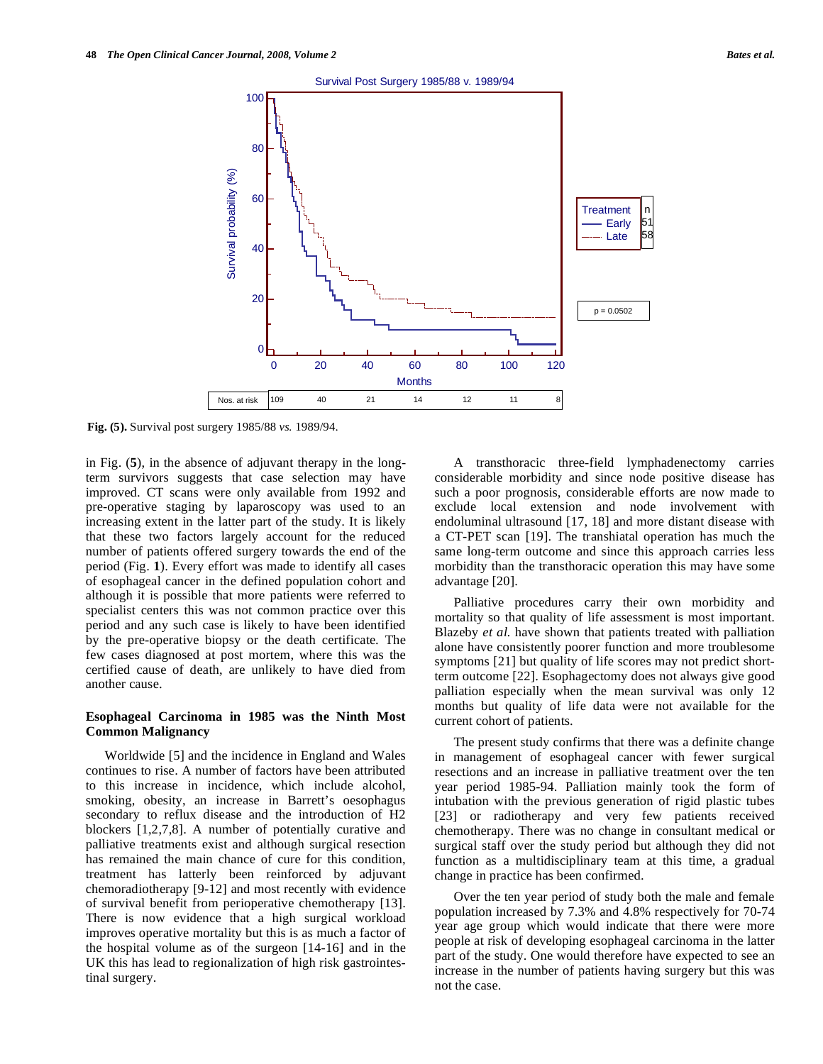**Fig. (5).** Survival post surgery 1985/88 *vs.* 1989/94.

in Fig. (**5**), in the absence of adjuvant therapy in the long-term survivors suggests that case selection may have improved. CT scans were only available from 1992 and pre-operative staging by laparoscopy was used to an increasing extent in the latter part of the study. It is likely that these two factors largely account for the reduced number of patients offered surgery towards the end of the period (Fig. **1**). Every effort was made to identify all cases of esophageal cancer in the defined population cohort and although it is possible that more patients were referred to specialist centers this was not common practice over this period and any such case is likely to have been identified by the pre-operative biopsy or the death certificate. The few cases diagnosed at post mortem, where this was the certified cause of death, are unlikely to have died from another cause.

### Esophageal Carcinoma in 1985 was the Ninth Most Common Malignancy

Worldwide [5] and the incidence in England and Wales continues to rise. A number of factors have been attributed to this increase in incidence, which include alcohol, smoking, obesity, an increase in Barrett's oesophagus secondary to reflux disease and the introduction of H2 blockers [1,2,7,8]. A number of potentially curative and palliative treatments exist and although surgical resection has remained the main chance of cure for this condition, treatment has latterly been reinforced by adjuvant chemoradiotherapy [9-12] and most recently with evidence of survival benefit from perioperative chemotherapy [13]. There is now evidence that a high surgical workload improves operative mortality but this is as much a factor of the hospital volume as of the surgeon [14-16] and in the UK this has lead to regionalization of high risk gastrointestinal surgery.

A transthoracic three-field lymphadenectomy carries considerable morbidity and since node positive disease has such a poor prognosis, considerable efforts are now made to exclude local extension and node involvement with endoluminal ultrasound [17, 18] and more distant disease with a CT-PET scan [19]. The transhiatal operation has much the same long-term outcome and since this approach carries less morbidity than the transthoracic operation this may have some advantage [20].

Palliative procedures carry their own morbidity and mortality so that quality of life assessment is most important. Blazeby *et al.* have shown that patients treated with palliation alone have consistently poorer function and more troublesome symptoms [21] but quality of life scores may not predict short-term outcome [22]. Esophagectomy does not always give good palliation especially when the mean survival was only 12 months but quality of life data were not available for the current cohort of patients.

The present study confirms that there was a definite change in management of esophageal cancer with fewer surgical resections and an increase in palliative treatment over the ten year period 1985-94. Palliation mainly took the form of intubation with the previous generation of rigid plastic tubes [23] or radiotherapy and very few patients received chemotherapy. There was no change in consultant medical or surgical staff over the study period but although they did not function as a multidisciplinary team at this time, a gradual change in practice has been confirmed.

Over the ten year period of study both the male and female population increased by 7.3% and 4.8% respectively for 70-74 year age group which would indicate that there were more people at risk of developing esophageal carcinoma in the latter part of the study. One would therefore have expected to see an increase in the number of patients having surgery but this was not the case.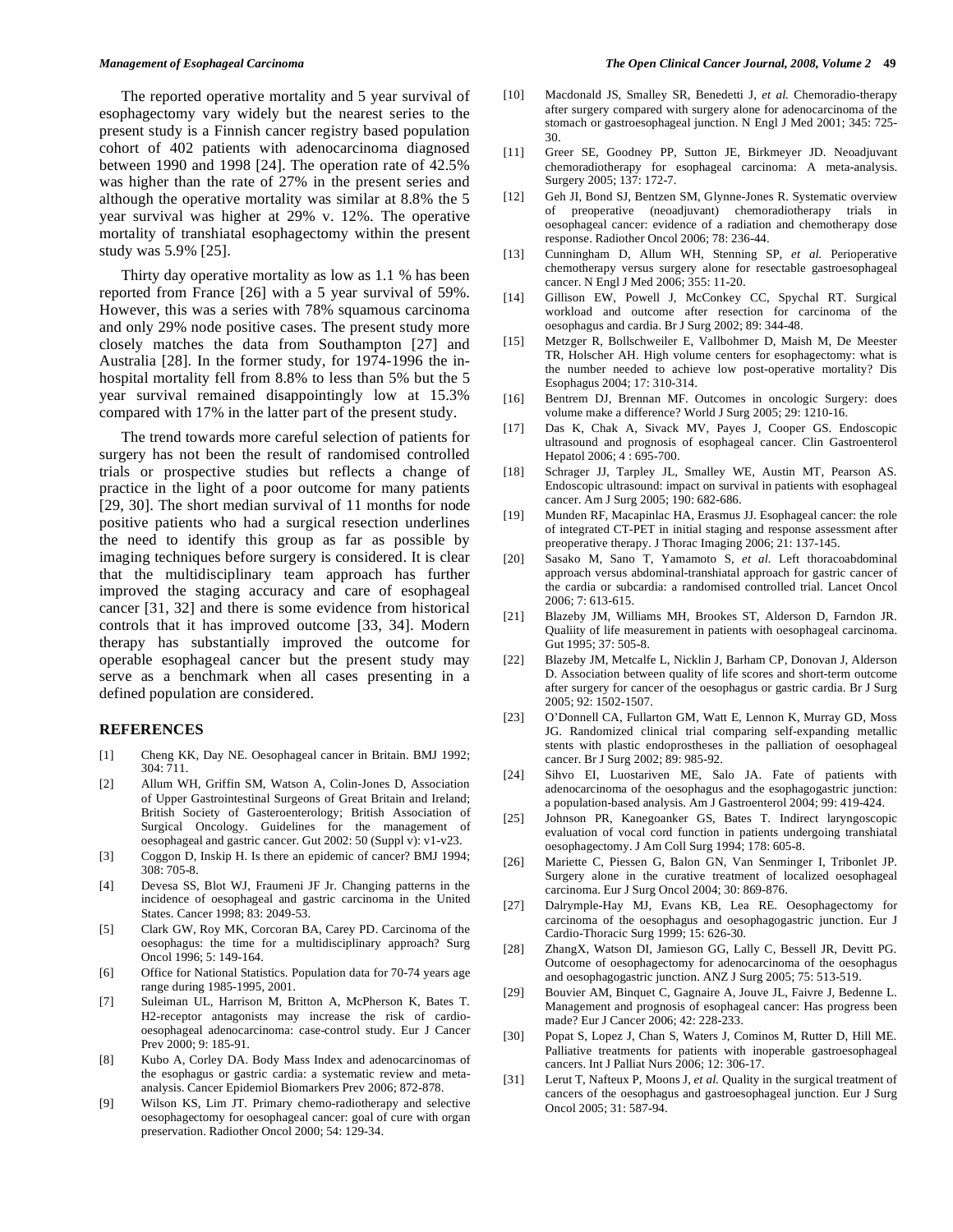The reported operative mortality and 5 year survival of esophagectomy vary widely but the nearest series to the present study is a Finnish cancer registry based population cohort of 402 patients with adenocarcinoma diagnosed between 1990 and 1998 [24]. The operation rate of 42.5% was higher than the rate of 27% in the present series and although the operative mortality was similar at 8.8% the 5 year survival was higher at 29% v. 12%. The operative mortality of transhiatal esophagectomy within the present study was 5.9% [25].

Thirty day operative mortality as low as 1.1 % has been reported from France [26] with a 5 year survival of 59%. However, this was a series with 78% squamous carcinoma and only 29% node positive cases. The present study more closely matches the data from Southampton [27] and Australia [28]. In the former study, for 1974-1996 the in-hospital mortality fell from 8.8% to less than 5% but the 5 year survival remained disappointingly low at 15.3% compared with 17% in the latter part of the present study.

The trend towards more careful selection of patients for surgery has not been the result of randomised controlled trials or prospective studies but reflects a change of practice in the light of a poor outcome for many patients [29, 30]. The short median survival of 11 months for node positive patients who had a surgical resection underlines the need to identify this group as far as possible by imaging techniques before surgery is considered. It is clear that the multidisciplinary team approach has further improved the staging accuracy and care of esophageal cancer [31, 32] and there is some evidence from historical controls that it has improved outcome [33, 34]. Modern therapy has substantially improved the outcome for operable esophageal cancer but the present study may serve as a benchmark when all cases presenting in a defined population are considered.

## REFERENCES

[1] Cheng KK, Day NE. Oesophageal cancer in Britain. BMJ 1992; 304: 711.

[2] Allum WH, Griffin SM, Watson A, Colin-Jones D, Association of Upper Gastrointestinal Surgeons of Great Britain and Ireland; British Society of Gasteroenterology; British Association of Surgical Oncology. Guidelines for the management of oesophageal and gastric cancer. Gut 2002: 50 (Suppl v): v1-v23.

[3] Coggon D, Inskip H. Is there an epidemic of cancer? BMJ 1994; 308: 705-8.

[4] Devesa SS, Blot WJ, Fraumeni JF Jr. Changing patterns in the incidence of oesophageal and gastric carcinoma in the United States. Cancer 1998; 83: 2049-53.

[5] Clark GW, Roy MK, Corcoran BA, Carey PD. Carcinoma of the oesophagus: the time for a multidisciplinary approach? Surg Oncol 1996; 5: 149-164.

[6] Office for National Statistics. Population data for 70-74 years age range during 1985-1995, 2001.

[7] Suleiman UL, Harrison M, Britton A, McPherson K, Bates T. H2-receptor antagonists may increase the risk of cardio-oesophageal adenocarcinoma: case-control study. Eur J Cancer Prev 2000; 9: 185-91.

[8] Kubo A, Corley DA. Body Mass Index and adenocarcinomas of the esophagus or gastric cardia: a systematic review and meta-analysis. Cancer Epidemiol Biomarkers Prev 2006; 872-878.

[9] Wilson KS, Lim JT. Primary chemo-radiotherapy and selective oesophagectomy for oesophageal cancer: goal of cure with organ preservation. Radiother Oncol 2000; 54: 129-34.

[10] Macdonald JS, Smalley SR, Benedetti J, *et al.* Chemoradio-therapy after surgery compared with surgery alone for adenocarcinoma of the stomach or gastroesophageal junction. N Engl J Med 2001; 345: 725-30.

[11] Greer SE, Goodney PP, Sutton JE, Birkmeyer JD. Neoadjuvant chemoradiotherapy for esophageal carcinoma: A meta-analysis. Surgery 2005; 137: 172-7.

[12] Geh JI, Bond SJ, Bentzen SM, Glynne-Jones R. Systematic overview of preoperative (neoadjuvant) chemoradiotherapy trials in oesophageal cancer: evidence of a radiation and chemotherapy dose response. Radiother Oncol 2006; 78: 236-44.

[13] Cunningham D, Allum WH, Stenning SP, *et al.* Perioperative chemotherapy versus surgery alone for resectable gastroesophageal cancer. N Engl J Med 2006; 355: 11-20.

[14] Gillison EW, Powell J, McConkey CC, Spychal RT. Surgical workload and outcome after resection for carcinoma of the oesophagus and cardia. Br J Surg 2002; 89: 344-48.

[15] Metzger R, Bollschweiler E, Vallbohmer D, Maish M, De Meester TR, Holscher AH. High volume centers for esophagectomy: what is the number needed to achieve low post-operative mortality? Dis Esophagus 2004; 17: 310-314.

[16] Bentrem DJ, Brennan MF. Outcomes in oncologic Surgery: does volume make a difference? World J Surg 2005; 29: 1210-16.

[17] Das K, Chak A, Sivack MV, Payes J, Cooper GS. Endoscopic ultrasound and prognosis of esophageal cancer. Clin Gastroenterol Hepatol 2006; 4 : 695-700.

[18] Schrager JJ, Tarpley JL, Smalley WE, Austin MT, Pearson AS. Endoscopic ultrasound: impact on survival in patients with esophageal cancer. Am J Surg 2005; 190: 682-686.

[19] Munden RF, Macapinlac HA, Erasmus JJ. Esophageal cancer: the role of integrated CT-PET in initial staging and response assessment after preoperative therapy. J Thorac Imaging 2006; 21: 137-145.

[20] Sasako M, Sano T, Yamamoto S, *et al.* Left thoracoabdominal approach versus abdominal-transhiatal approach for gastric cancer of the cardia or subcardia: a randomised controlled trial. Lancet Oncol 2006; 7: 613-615.

[21] Blazeby JM, Williams MH, Brookes ST, Alderson D, Farndon JR. Qualiity of life measurement in patients with oesophageal carcinoma. Gut 1995; 37: 505-8.

[22] Blazeby JM, Metcalfe L, Nicklin J, Barham CP, Donovan J, Alderson D. Association between quality of life scores and short-term outcome after surgery for cancer of the oesophagus or gastric cardia. Br J Surg 2005; 92: 1502-1507.

[23] O'Donnell CA, Fullarton GM, Watt E, Lennon K, Murray GD, Moss JG. Randomized clinical trial comparing self-expanding metallic stents with plastic endoprostheses in the palliation of oesophageal cancer. Br J Surg 2002; 89: 985-92.

[24] Sihvo EI, Luostariven ME, Salo JA. Fate of patients with adenocarcinoma of the oesophagus and the esophagogastric junction: a population-based analysis. Am J Gastroenterol 2004; 99: 419-424.

[25] Johnson PR, Kanegoanker GS, Bates T. Indirect laryngoscopic evaluation of vocal cord function in patients undergoing transhiatal oesophagectomy. J Am Coll Surg 1994; 178: 605-8.

[26] Mariette C, Piessen G, Balon GN, Van Senminger I, Tribonlet JP. Surgery alone in the curative treatment of localized oesophageal carcinoma. Eur J Surg Oncol 2004; 30: 869-876.

[27] Dalrymple-Hay MJ, Evans KB, Lea RE. Oesophagectomy for carcinoma of the oesophagus and oesophagogastric junction. Eur J Cardio-Thoracic Surg 1999; 15: 626-30.

[28] ZhangX, Watson DI, Jamieson GG, Lally C, Bessell JR, Devitt PG. Outcome of oesophagectomy for adenocarcinoma of the oesophagus and oesophagogastric junction. ANZ J Surg 2005; 75: 513-519.

[29] Bouvier AM, Binquet C, Gagnaire A, Jouve JL, Faivre J, Bedenne L. Management and prognosis of esophageal cancer: Has progress been made? Eur J Cancer 2006; 42: 228-233.

[30] Popat S, Lopez J, Chan S, Waters J, Cominos M, Rutter D, Hill ME. Palliative treatments for patients with inoperable gastroesophageal cancers. Int J Palliat Nurs 2006; 12: 306-17.

[31] Lerut T, Nafteux P, Moons J, *et al.* Quality in the surgical treatment of cancers of the oesophagus and gastroesophageal junction. Eur J Surg Oncol 2005; 31: 587-94.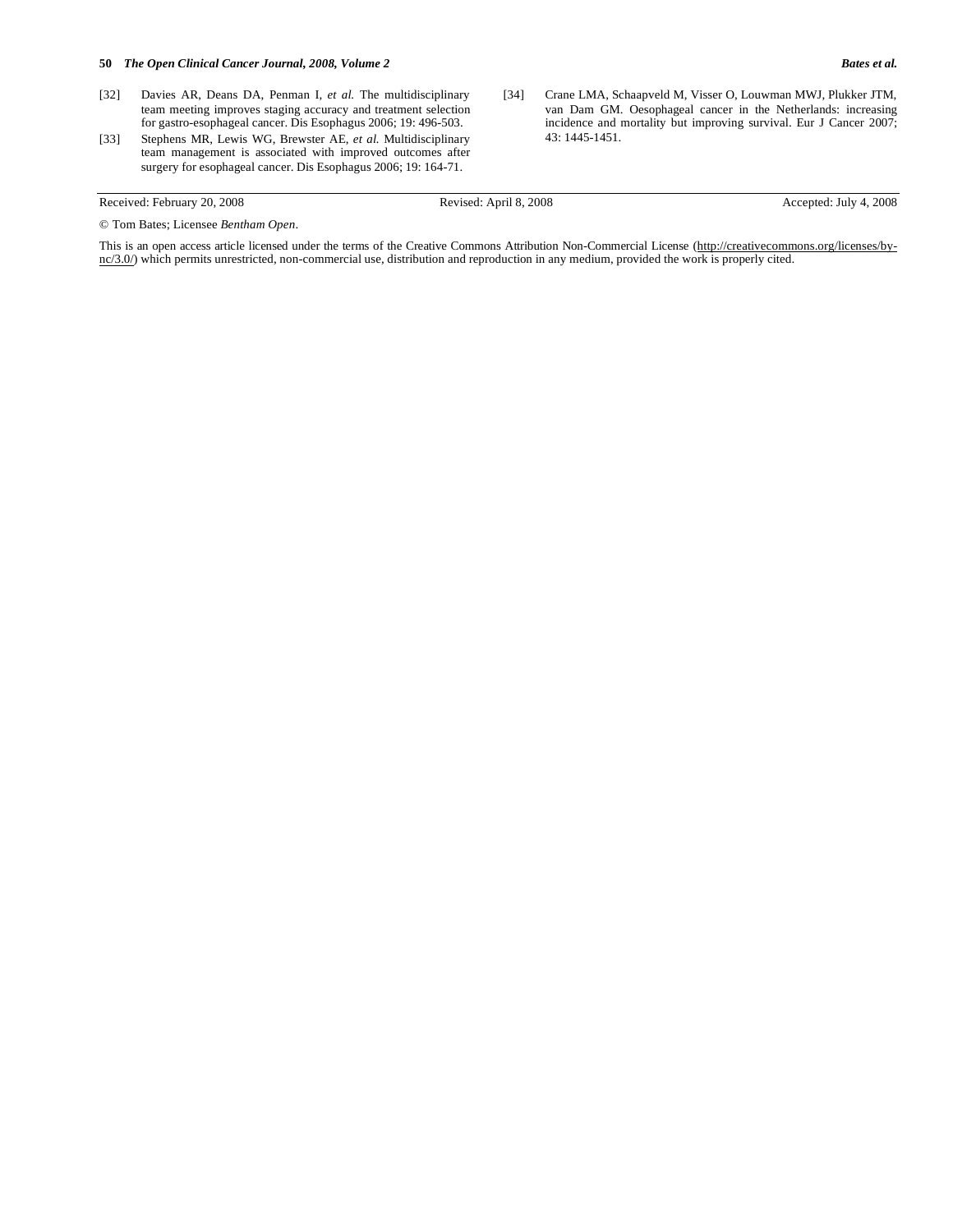[32] Davies AR, Deans DA, Penman I, *et al.* The multidisciplinary team meeting improves staging accuracy and treatment selection for gastro-esophageal cancer. Dis Esophagus 2006; 19: 496-503.

[33] Stephens MR, Lewis WG, Brewster AE, *et al.* Multidisciplinary team management is associated with improved outcomes after surgery for esophageal cancer. Dis Esophagus 2006; 19: 164-71.

[34] Crane LMA, Schaapveld M, Visser O, Louwman MWJ, Plukker JTM, van Dam GM. Oesophageal cancer in the Netherlands: increasing incidence and mortality but improving survival. Eur J Cancer 2007; 43: 1445-1451.

---

Received: February 20, 2008 Revised: April 8, 2008 Accepted: July 4, 2008

© Tom Bates; Licensee *Bentham Open*.

This is an open access article licensed under the terms of the Creative Commons Attribution Non-Commercial License (http://creativecommons.org/licenses/by-nc/3.0/) which permits unrestricted, non-commercial use, distribution and reproduction in any medium, provided the work is properly cited.